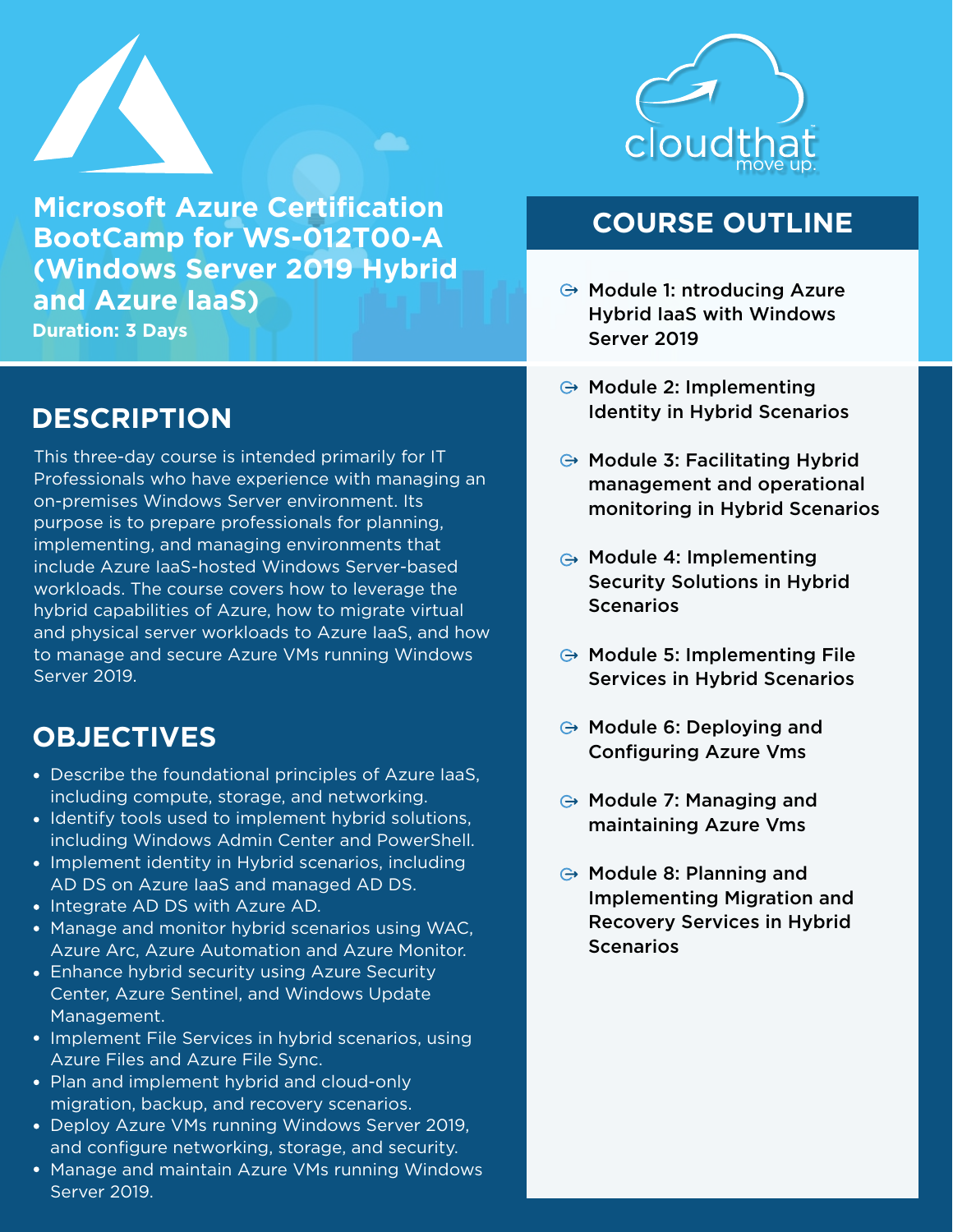# Microsoft Azure Certification BootCamp for WS-012T00-A (Windows Server 2019 Hybrid and Azure IaaS)

**Duration: 3 Days**

## DESCRIPTION

This three-day course is intended primarily for IT Professionals who have experience with managing an on-premises Windows Server environment. Its purpose is to prepare professionals for planning, implementing, and managing environments that include Azure IaaS-hosted Windows Server-based workloads. The course covers how to leverage the hybrid capabilities of Azure, how to migrate virtual and physical server workloads to Azure IaaS, and how to manage and secure Azure VMs running Windows Server 2019.

## OBJECTIVES

- Describe the foundational principles of Azure IaaS, including compute, storage, and networking.
- Identify tools used to implement hybrid solutions, including Windows Admin Center and PowerShell.
- Implement identity in Hybrid scenarios, including AD DS on Azure IaaS and managed AD DS.
- Integrate AD DS with Azure AD.
- Manage and monitor hybrid scenarios using WAC, Azure Arc, Azure Automation and Azure Monitor.
- Enhance hybrid security using Azure Security Center, Azure Sentinel, and Windows Update Management.
- Implement File Services in hybrid scenarios, using Azure Files and Azure File Sync.
- Plan and implement hybrid and cloud-only migration, backup, and recovery scenarios.
- Deploy Azure VMs running Windows Server 2019, and configure networking, storage, and security.
- Manage and maintain Azure VMs running Windows Server 2019.

## COURSE OUTLINE

- Module 1: ntroducing Azure Hybrid IaaS with Windows Server 2019
- Module 2: Implementing Identity in Hybrid Scenarios
- Module 3: Facilitating Hybrid management and operational monitoring in Hybrid Scenarios
- Module 4: Implementing Security Solutions in Hybrid Scenarios
- Module 5: Implementing File Services in Hybrid Scenarios
- Module 6: Deploying and Configuring Azure Vms
- Module 7: Managing and maintaining Azure Vms
- Module 8: Planning and Implementing Migration and Recovery Services in Hybrid Scenarios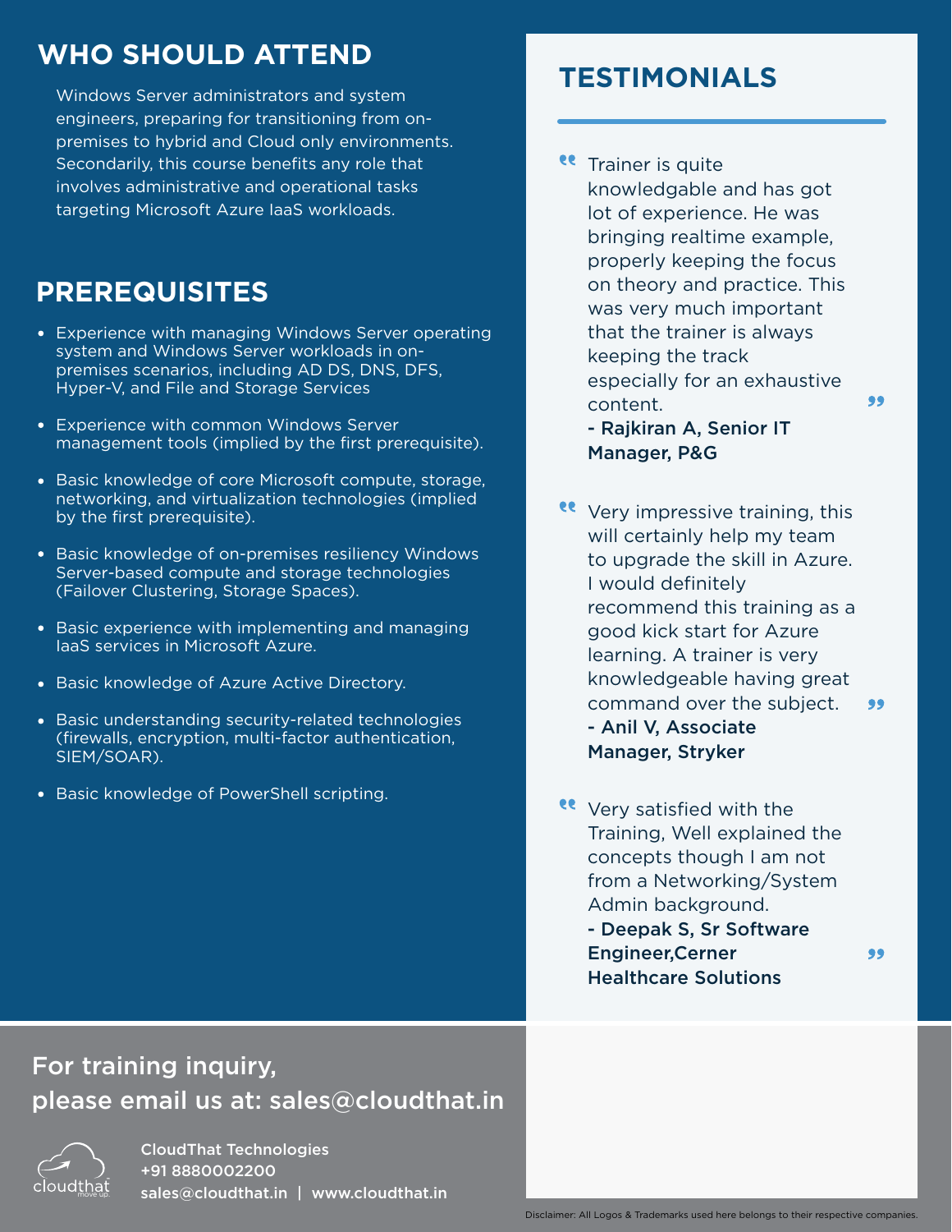## WHO SHOULD ATTEND

Windows Server administrators and system engineers, preparing for transitioning from on-premises to hybrid and Cloud only environments. Secondarily, this course benefits any role that involves administrative and operational tasks targeting Microsoft Azure IaaS workloads.

## PREREQUISITES

- Experience with managing Windows Server operating system and Windows Server workloads in on-premises scenarios, including AD DS, DNS, DFS, Hyper-V, and File and Storage Services
- Experience with common Windows Server management tools (implied by the first prerequisite).
- Basic knowledge of core Microsoft compute, storage, networking, and virtualization technologies (implied by the first prerequisite).
- Basic knowledge of on-premises resiliency Windows Server-based compute and storage technologies (Failover Clustering, Storage Spaces).
- Basic experience with implementing and managing IaaS services in Microsoft Azure.
- Basic knowledge of Azure Active Directory.
- Basic understanding security-related technologies (firewalls, encryption, multi-factor authentication, SIEM/SOAR).
- Basic knowledge of PowerShell scripting.

## TESTIMONIALS

"Trainer is quite knowledgable and has got lot of experience. He was bringing realtime example, properly keeping the focus on theory and practice. This was very much important that the trainer is always keeping the track especially for an exhaustive content."
**- Rajkiran A, Senior IT Manager, P&G**

"Very impressive training, this will certainly help my team to upgrade the skill in Azure. I would definitely recommend this training as a good kick start for Azure learning. A trainer is very knowledgeable having great command over the subject."
**- Anil V, Associate Manager, Stryker**

"Very satisfied with the Training, Well explained the concepts though I am not from a Networking/System Admin background."
**- Deepak S, Sr Software Engineer,Cerner Healthcare Solutions**

For training inquiry,
please email us at: sales@cloudthat.in

CloudThat Technologies
+91 8880002200
sales@cloudthat.in | www.cloudthat.in

Disclaimer: All Logos & Trademarks used here belongs to their respective companies.